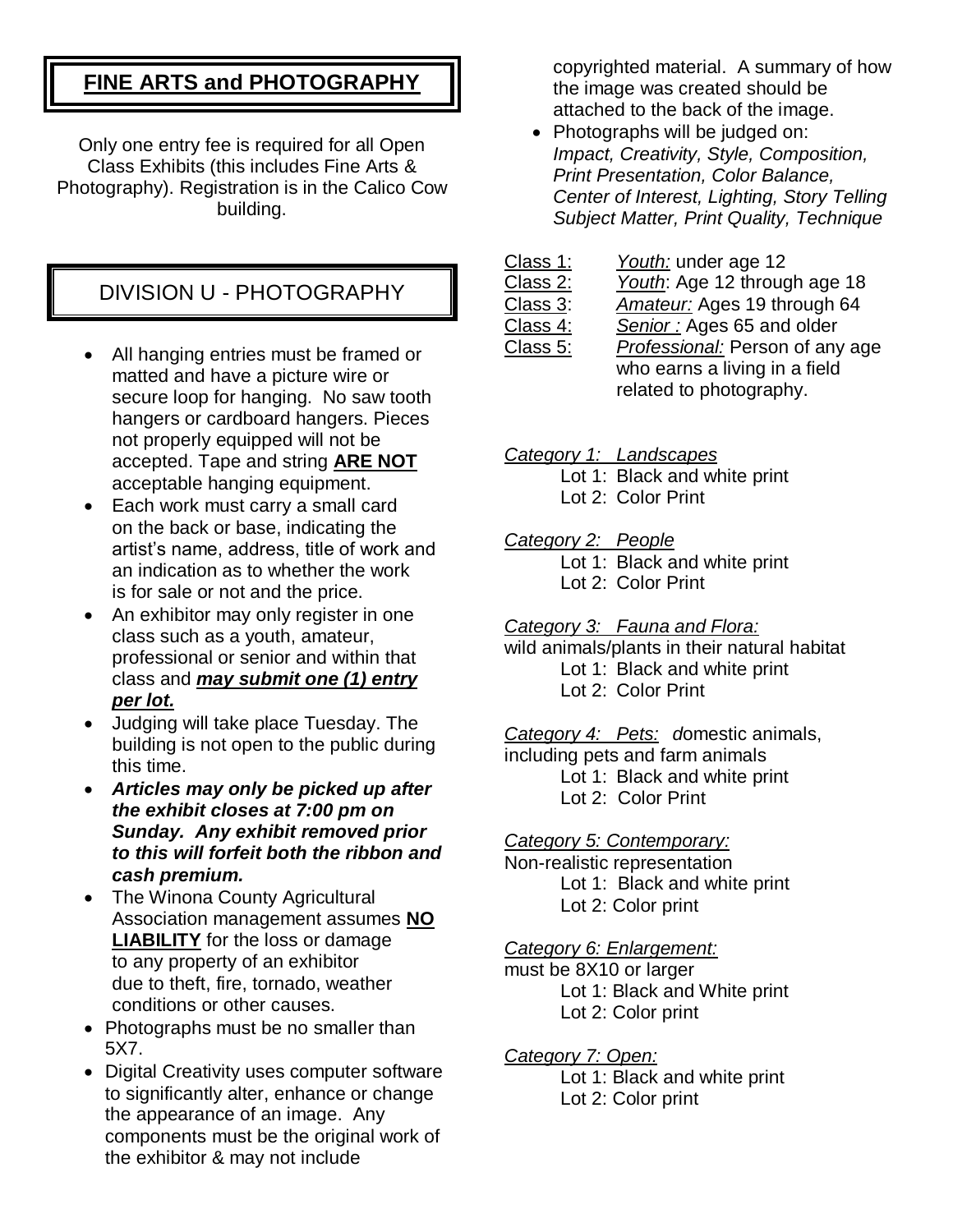## FINE ARTS and PHOTOGRAPHY

Only one entry fee is required for all Open Class Exhibits (this includes Fine Arts & Photography). Registration is in the Calico Cow building.

## DIVISION U - PHOTOGRAPHY

- All hanging entries must be framed or matted and have a picture wire or secure loop for hanging. No saw tooth hangers or cardboard hangers. Pieces not properly equipped will not be accepted. Tape and string **ARE NOT** acceptable hanging equipment.
- Each work must carry a small card on the back or base, indicating the artist's name, address, title of work and an indication as to whether the work is for sale or not and the price.
- An exhibitor may only register in one class such as a youth, amateur, professional or senior and within that class and ***may submit one (1) entry per lot.***
- Judging will take place Tuesday. The building is not open to the public during this time.
- ***Articles may only be picked up after the exhibit closes at 7:00 pm on Sunday. Any exhibit removed prior to this will forfeit both the ribbon and cash premium.***
- The Winona County Agricultural Association management assumes **NO LIABILITY** for the loss or damage to any property of an exhibitor due to theft, fire, tornado, weather conditions or other causes.
- Photographs must be no smaller than 5X7.
- Digital Creativity uses computer software to significantly alter, enhance or change the appearance of an image. Any components must be the original work of the exhibitor & may not include copyrighted material. A summary of how the image was created should be attached to the back of the image.
- Photographs will be judged on: *Impact, Creativity, Style, Composition, Print Presentation, Color Balance, Center of Interest, Lighting, Story Telling Subject Matter, Print Quality, Technique*

Class 1: *Youth:* under age 12
Class 2: *Youth*: Age 12 through age 18
Class 3: *Amateur:* Ages 19 through 64
Class 4: *Senior :* Ages 65 and older
Class 5: *Professional:* Person of any age who earns a living in a field related to photography.

*Category 1: Landscapes*
- Lot 1: Black and white print
- Lot 2: Color Print

*Category 2: People*
- Lot 1: Black and white print
- Lot 2: Color Print

*Category 3: Fauna and Flora:* wild animals/plants in their natural habitat
- Lot 1: Black and white print
- Lot 2: Color Print

*Category 4: Pets: d*omestic animals, including pets and farm animals
- Lot 1: Black and white print
- Lot 2: Color Print

*Category 5: Contemporary:* Non-realistic representation
- Lot 1: Black and white print
- Lot 2: Color print

*Category 6: Enlargement:* must be 8X10 or larger
- Lot 1: Black and White print
- Lot 2: Color print

*Category 7: Open:*
- Lot 1: Black and white print
- Lot 2: Color print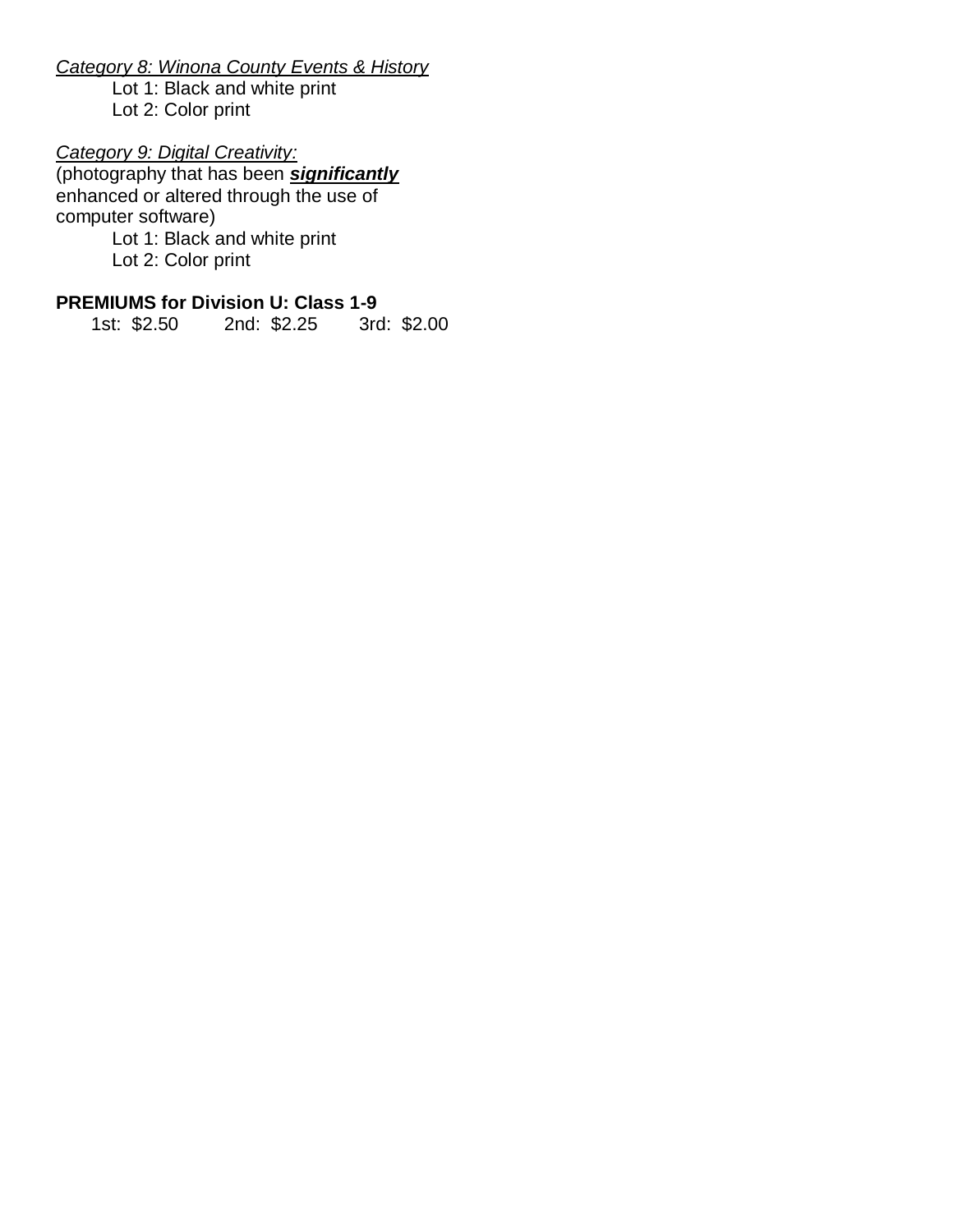*Category 8: Winona County Events & History*

Lot 1: Black and white print
Lot 2: Color print

*Category 9: Digital Creativity:*
(photography that has been ***significantly*** enhanced or altered through the use of computer software)

Lot 1: Black and white print
Lot 2: Color print

**PREMIUMS for Division U: Class 1-9**
1st: $2.50    2nd: $2.25    3rd: $2.00